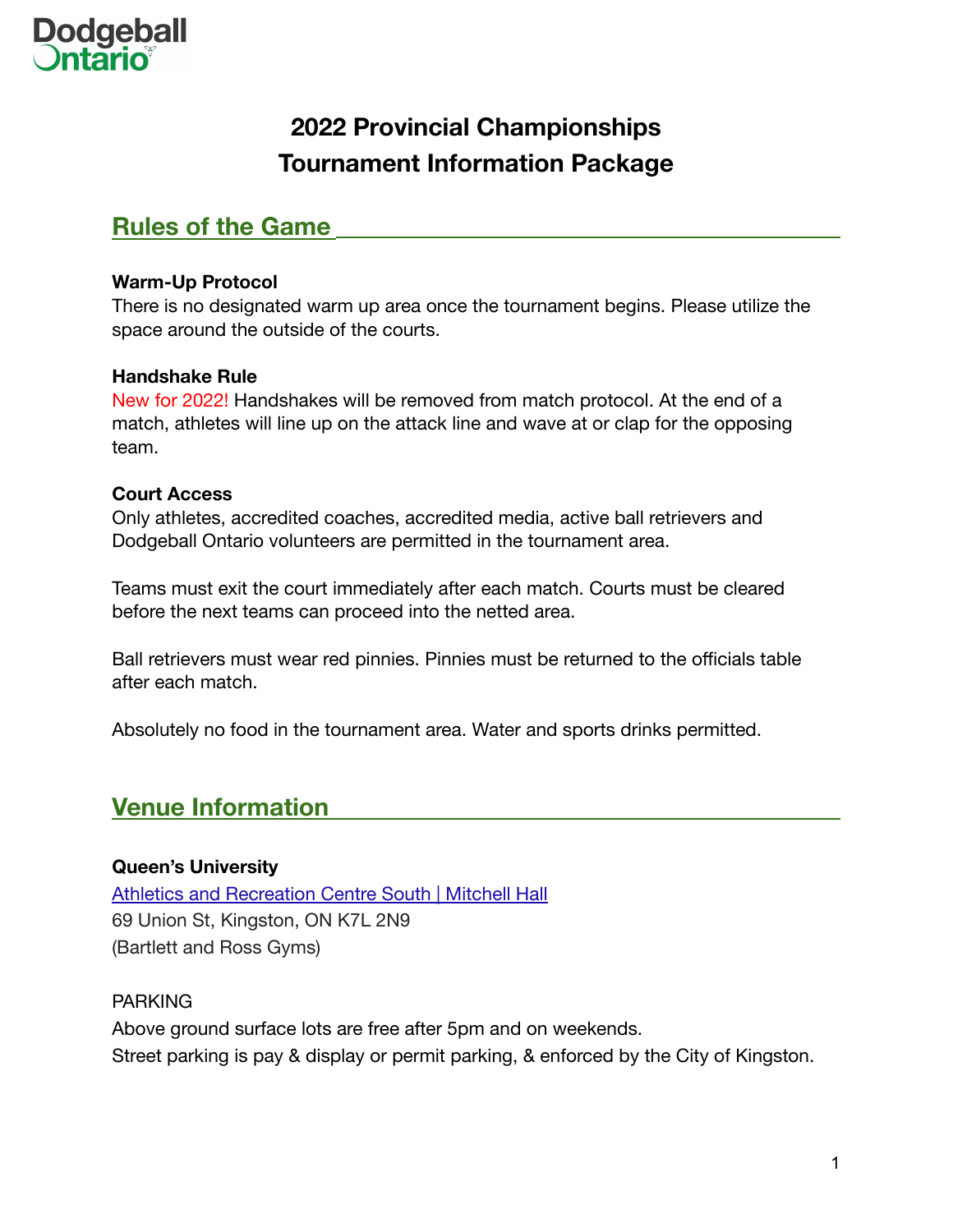Dodgeball Ontario

# 2022 Provincial Championships
# Tournament Information Package

## Rules of the Game

**Warm-Up Protocol**

There is no designated warm up area once the tournament begins. Please utilize the space around the outside of the courts.

**Handshake Rule**

New for 2022! Handshakes will be removed from match protocol. At the end of a match, athletes will line up on the attack line and wave at or clap for the opposing team.

**Court Access**

Only athletes, accredited coaches, accredited media, active ball retrievers and Dodgeball Ontario volunteers are permitted in the tournament area.

Teams must exit the court immediately after each match. Courts must be cleared before the next teams can proceed into the netted area.

Ball retrievers must wear red pinnies. Pinnies must be returned to the officials table after each match.

Absolutely no food in the tournament area. Water and sports drinks permitted.

## Venue Information

**Queen's University**

Athletics and Recreation Centre South | Mitchell Hall
69 Union St, Kingston, ON K7L 2N9
(Bartlett and Ross Gyms)

PARKING

Above ground surface lots are free after 5pm and on weekends.
Street parking is pay & display or permit parking, & enforced by the City of Kingston.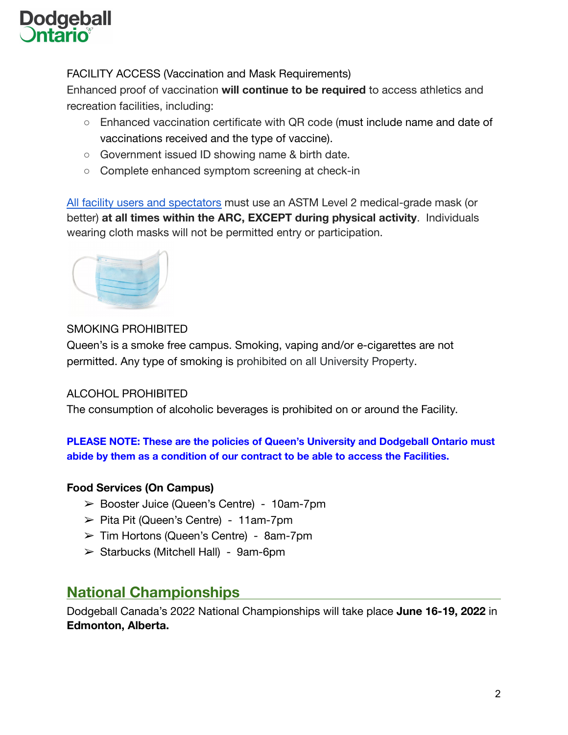FACILITY ACCESS (Vaccination and Mask Requirements)

Enhanced proof of vaccination **will continue to be required** to access athletics and recreation facilities, including:

- Enhanced vaccination certificate with QR code (must include name and date of vaccinations received and the type of vaccine).
- Government issued ID showing name & birth date.
- Complete enhanced symptom screening at check-in

All facility users and spectators must use an ASTM Level 2 medical-grade mask (or better) **at all times within the ARC, EXCEPT during physical activity**. Individuals wearing cloth masks will not be permitted entry or participation.

SMOKING PROHIBITED

Queen's is a smoke free campus. Smoking, vaping and/or e-cigarettes are not permitted. Any type of smoking is prohibited on all University Property.

ALCOHOL PROHIBITED

The consumption of alcoholic beverages is prohibited on or around the Facility.

**PLEASE NOTE: These are the policies of Queen's University and Dodgeball Ontario must abide by them as a condition of our contract to be able to access the Facilities.**

**Food Services (On Campus)**

- Booster Juice (Queen's Centre) - 10am-7pm
- Pita Pit (Queen's Centre) - 11am-7pm
- Tim Hortons (Queen's Centre) - 8am-7pm
- Starbucks (Mitchell Hall) - 9am-6pm

## National Championships

Dodgeball Canada's 2022 National Championships will take place **June 16-19, 2022** in **Edmonton, Alberta.**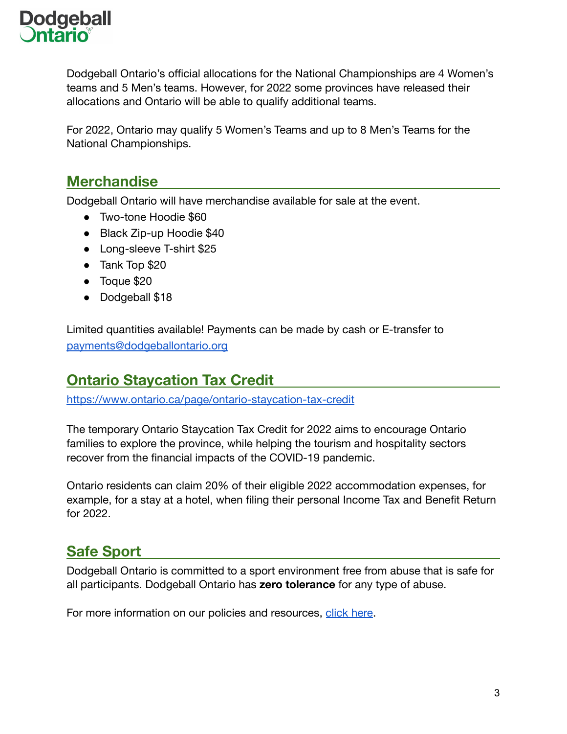Dodgeball Ontario's official allocations for the National Championships are 4 Women's teams and 5 Men's teams. However, for 2022 some provinces have released their allocations and Ontario will be able to qualify additional teams.

For 2022, Ontario may qualify 5 Women's Teams and up to 8 Men's Teams for the National Championships.

## Merchandise

Dodgeball Ontario will have merchandise available for sale at the event.

- Two-tone Hoodie $60
- Black Zip-up Hoodie $40
- Long-sleeve T-shirt $25
- Tank Top $20
- Toque $20
- Dodgeball $18

Limited quantities available! Payments can be made by cash or E-transfer to [payments@dodgeballontario.org](mailto:payments@dodgeballontario.org)

## Ontario Staycation Tax Credit

[https://www.ontario.ca/page/ontario-staycation-tax-credit](https://www.ontario.ca/page/ontario-staycation-tax-credit)

The temporary Ontario Staycation Tax Credit for 2022 aims to encourage Ontario families to explore the province, while helping the tourism and hospitality sectors recover from the financial impacts of the COVID-19 pandemic.

Ontario residents can claim 20% of their eligible 2022 accommodation expenses, for example, for a stay at a hotel, when filing their personal Income Tax and Benefit Return for 2022.

## Safe Sport

Dodgeball Ontario is committed to a sport environment free from abuse that is safe for all participants. Dodgeball Ontario has **zero tolerance** for any type of abuse.

For more information on our policies and resources, click here.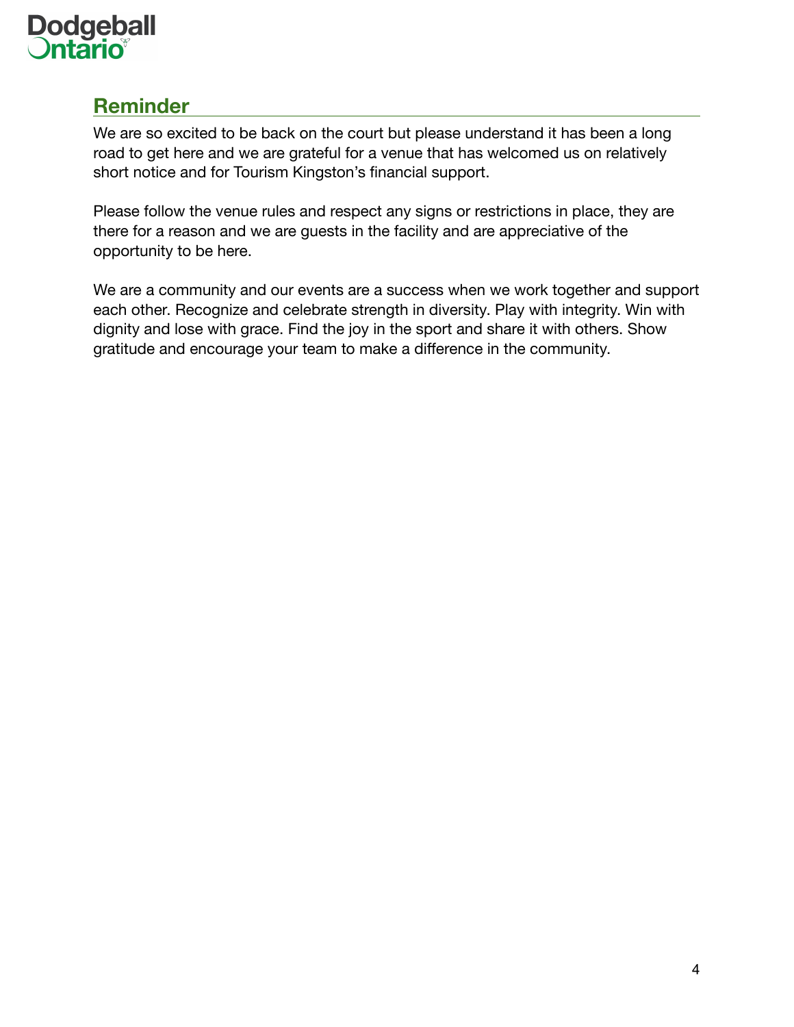## Reminder

We are so excited to be back on the court but please understand it has been a long road to get here and we are grateful for a venue that has welcomed us on relatively short notice and for Tourism Kingston's financial support.

Please follow the venue rules and respect any signs or restrictions in place, they are there for a reason and we are guests in the facility and are appreciative of the opportunity to be here.

We are a community and our events are a success when we work together and support each other. Recognize and celebrate strength in diversity. Play with integrity. Win with dignity and lose with grace. Find the joy in the sport and share it with others. Show gratitude and encourage your team to make a difference in the community.